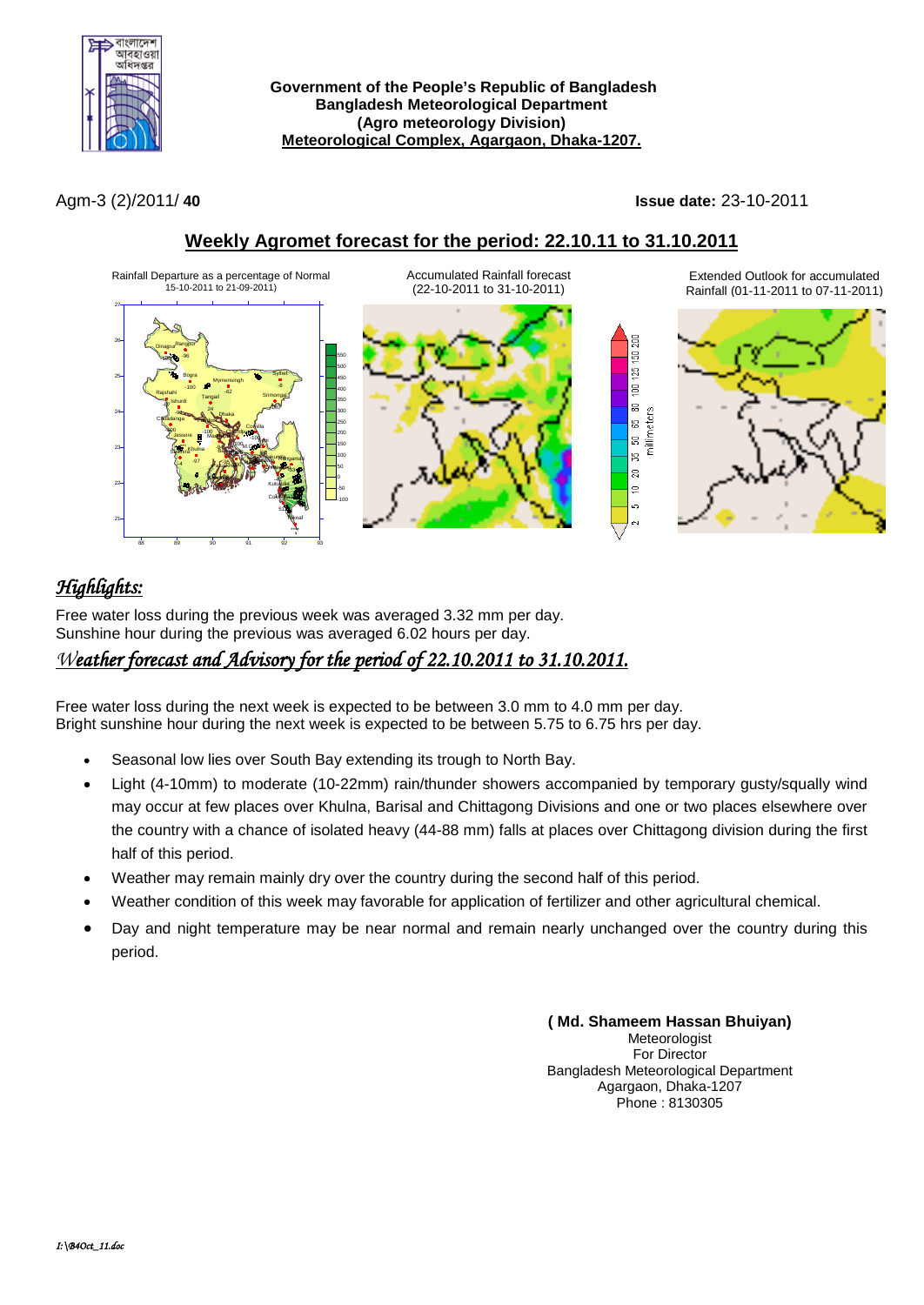**Government of the People's Republic of Bangladesh**
**Bangladesh Meteorological Department**
**(Agro meteorology Division)**
**Meteorological Complex, Agargaon, Dhaka-1207.**

Agm-3 (2)/2011/ **40** **Issue date:** 23-10-2011

## Weekly Agromet forecast for the period: 22.10.11 to 31.10.2011

Rainfall Departure as a percentage of Normal 15-10-2011 to 21-09-2011)

Accumulated Rainfall forecast (22-10-2011 to 31-10-2011)

Extended Outlook for accumulated Rainfall (01-11-2011 to 07-11-2011)

## *Highlights:*

Free water loss during the previous week was averaged 3.32 mm per day.
Sunshine hour during the previous was averaged 6.02 hours per day.

## *Weather forecast and Advisory for the period of 22.10.2011 to 31.10.2011.*

Free water loss during the next week is expected to be between 3.0 mm to 4.0 mm per day.
Bright sunshine hour during the next week is expected to be between 5.75 to 6.75 hrs per day.

- Seasonal low lies over South Bay extending its trough to North Bay.
- Light (4-10mm) to moderate (10-22mm) rain/thunder showers accompanied by temporary gusty/squally wind may occur at few places over Khulna, Barisal and Chittagong Divisions and one or two places elsewhere over the country with a chance of isolated heavy (44-88 mm) falls at places over Chittagong division during the first half of this period.
- Weather may remain mainly dry over the country during the second half of this period.
- Weather condition of this week may favorable for application of fertilizer and other agricultural chemical.
- Day and night temperature may be near normal and remain nearly unchanged over the country during this period.

**( Md. Shameem Hassan Bhuiyan)**
Meteorologist
For Director
Bangladesh Meteorological Department
Agargaon, Dhaka-1207
Phone : 8130305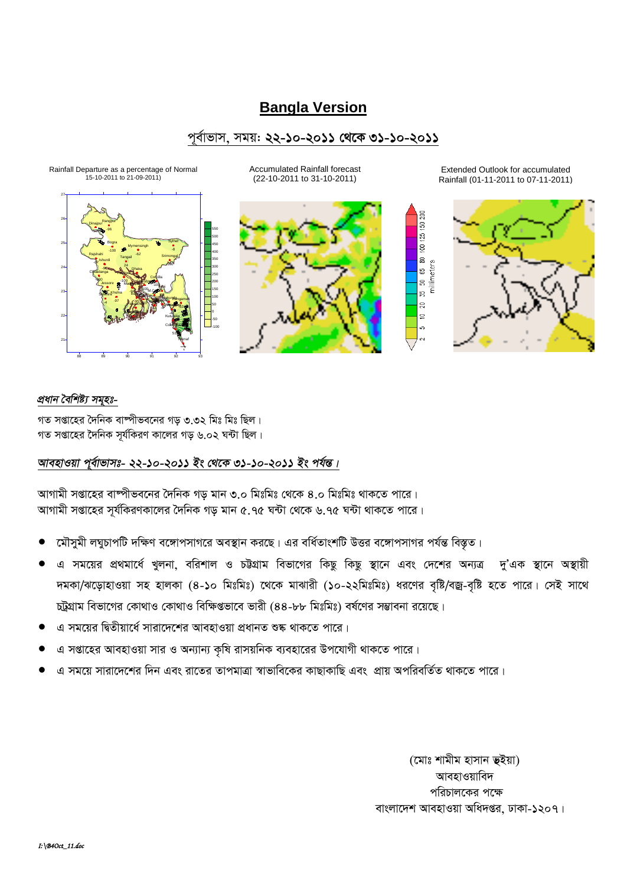# Bangla Version

## পূর্বাভাস, সময়: ২২-১০-২০১১ থেকে ৩১-১০-২০১১

Rainfall Departure as a percentage of Normal 15-10-2011 to 21-09-2011)

Accumulated Rainfall forecast (22-10-2011 to 31-10-2011)

Extended Outlook for accumulated Rainfall (01-11-2011 to 07-11-2011)

### *প্রধান বৈশিষ্ট্য সমূহঃ-*

গত সপ্তাহের দৈনিক বাষ্পীভবনের গড় ৩.৩২ মিঃ মিঃ ছিল।
গত সপ্তাহের দৈনিক সূর্যকিরণ কালের গড় ৬.০২ ঘন্টা ছিল।

### *আবহাওয়া পূর্বাভাসঃ- ২২-১০-২০১১ ইং থেকে ৩১-১০-২০১১ ইং পর্যন্ত।*

আগামী সপ্তাহের বাষ্পীভবনের দৈনিক গড় মান ৩.০ মিঃমিঃ থেকে ৪.০ মিঃমিঃ থাকতে পারে।
আগামী সপ্তাহের সূর্যকিরণকালের দৈনিক গড় মান ৫.৭৫ ঘন্টা থেকে ৬.৭৫ ঘন্টা থাকতে পারে।

- মৌসুমী লঘুচাপটি দক্ষিণ বঙ্গোপসাগরে অবস্থান করছে। এর বর্ধিতাংশটি উত্তর বঙ্গোপসাগর পর্যন্ত বিস্তৃত।
- এ সময়ের প্রথমার্ধে খুলনা, বরিশাল ও চট্টগ্রাম বিভাগের কিছু কিছু স্থানে এবং দেশের অন্যত্র দু'এক স্থানে অস্থায়ী দমকা/ঝড়োহাওয়া সহ হালকা (৪-১০ মিঃমিঃ) থেকে মাঝারী (১০-২২মিঃমিঃ) ধরণের বৃষ্টি/বজ্র-বৃষ্টি হতে পারে। সেই সাথে চট্রগ্রাম বিভাগের কোথাও কোথাও বিক্ষিপ্তভাবে ভারী (৪৪-৮৮ মিঃমিঃ) বর্ষণের সম্ভাবনা রয়েছে।
- এ সময়ের দ্বিতীয়ার্ধে সারাদেশের আবহাওয়া প্রধানত শুষ্ক থাকতে পারে।
- এ সপ্তাহের আবহাওয়া সার ও অন্যান্য কৃষি রাসয়নিক ব্যবহারের উপযোগী থাকতে পারে।
- এ সময়ে সারাদেশের দিন এবং রাতের তাপমাত্রা স্বাভাবিকের কাছাকাছি এবং প্রায় অপরিবর্তিত থাকতে পারে।

(মোঃ শামীম হাসান ভুইয়া)
আবহাওয়াবিদ
পরিচালকের পক্ষে
বাংলাদেশ আবহাওয়া অধিদপ্তর, ঢাকা-১২০৭।

*I:\B4Oct_11.doc*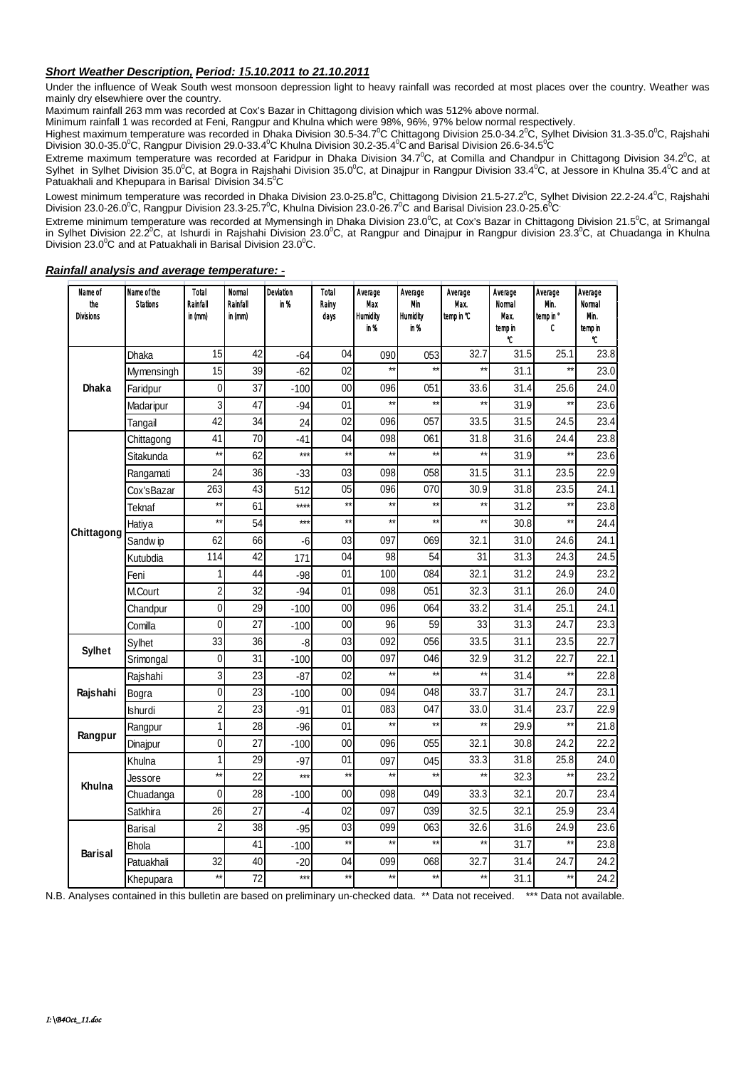***Short Weather Description, Period: 15.10.2011 to 21.10.2011***

Under the influence of Weak South west monsoon depression light to heavy rainfall was recorded at most places over the country. Weather was mainly dry elsewhiere over the country.

Maximum rainfall 263 mm was recorded at Cox's Bazar in Chittagong division which was 512% above normal.

Minimum rainfall 1 was recorded at Feni, Rangpur and Khulna which were 98%, 96%, 97% below normal respectively.

Highest maximum temperature was recorded in Dhaka Division 30.5-34.7$^0$C Chittagong Division 25.0-34.2$^0$C, Sylhet Division 31.3-35.0$^0$C, Rajshahi Division 30.0-35.0$^0$C, Rangpur Division 29.0-33.4$^0$C Khulna Division 30.2-35.4$^0$C and Barisal Division 26.6-34.5$^0$C

Extreme maximum temperature was recorded at Faridpur in Dhaka Division 34.7$^0$C, at Comilla and Chandpur in Chittagong Division 34.2$^0$C, at Sylhet in Sylhet Division 35.0$^0$C, at Bogra in Rajshahi Division 35.0$^0$C, at Dinajpur in Rangpur Division 33.4$^0$C, at Jessore in Khulna 35.4$^0$C and at Patuakhali and Khepupara in Barisal Division 34.5$^0$C

Lowest minimum temperature was recorded in Dhaka Division 23.0-25.8$^0$C, Chittagong Division 21.5-27.2$^0$C, Sylhet Division 22.2-24.4$^0$C, Rajshahi Division 23.0-26.0$^0$C, Rangpur Division 23.3-25.7$^0$C, Khulna Division 23.0-26.7$^0$C and Barisal Division 23.0-25.6$^0$C.

Extreme minimum temperature was recorded at Mymensingh in Dhaka Division 23.0$^0$C, at Cox's Bazar in Chittagong Division 21.5$^0$C, at Srimangal in Sylhet Division 22.2$^0$C, at Ishurdi in Rajshahi Division 23.0$^0$C, at Rangpur and Dinajpur in Rangpur division 23.3$^0$C, at Chuadanga in Khulna Division 23.0$^0$C and at Patuakhali in Barisal Division 23.0$^0$C.

***Rainfall analysis and average temperature: -***

| Name of the Divisions | Name of the Stations | Total Rainfall in (mm) | Normal Rainfall in (mm) | Deviation in % | Total Rainy days | Average Max Humidity in % | Average Min Humidity in % | Average Max. temp in ℃ | Average Normal Max. temp in ℃ | Average Min. temp in ° C | Average Normal Min. temp in ℃ |
|---|---|---|---|---|---|---|---|---|---|---|---|
| Dhaka | Dhaka | 15 | 42 | -64 | 04 | 090 | 053 | 32.7 | 31.5 | 25.1 | 23.8 |
| | Mymensingh | 15 | 39 | -62 | 02 | ** | ** | ** | 31.1 | ** | 23.0 |
| | Faridpur | 0 | 37 | -100 | 00 | 096 | 051 | 33.6 | 31.4 | 25.6 | 24.0 |
| | Madaripur | 3 | 47 | -94 | 01 | ** | ** | ** | 31.9 | ** | 23.6 |
| | Tangail | 42 | 34 | 24 | 02 | 096 | 057 | 33.5 | 31.5 | 24.5 | 23.4 |
| Chittagong | Chittagong | 41 | 70 | -41 | 04 | 098 | 061 | 31.8 | 31.6 | 24.4 | 23.8 |
| | Sitakunda | ** | 62 | *** | ** | ** | ** | ** | 31.9 | ** | 23.6 |
| | Rangamati | 24 | 36 | -33 | 03 | 098 | 058 | 31.5 | 31.1 | 23.5 | 22.9 |
| | Cox'sBazar | 263 | 43 | 512 | 05 | 096 | 070 | 30.9 | 31.8 | 23.5 | 24.1 |
| | Teknaf | ** | 61 | **** | ** | ** | ** | ** | 31.2 | ** | 23.8 |
| | Hatiya | ** | 54 | *** | ** | ** | ** | ** | 30.8 | ** | 24.4 |
| | Sandw ip | 62 | 66 | -6 | 03 | 097 | 069 | 32.1 | 31.0 | 24.6 | 24.1 |
| | Kutubdia | 114 | 42 | 171 | 04 | 98 | 54 | 31 | 31.3 | 24.3 | 24.5 |
| | Feni | 1 | 44 | -98 | 01 | 100 | 084 | 32.1 | 31.2 | 24.9 | 23.2 |
| | M.Court | 2 | 32 | -94 | 01 | 098 | 051 | 32.3 | 31.1 | 26.0 | 24.0 |
| | Chandpur | 0 | 29 | -100 | 00 | 096 | 064 | 33.2 | 31.4 | 25.1 | 24.1 |
| | Comilla | 0 | 27 | -100 | 00 | 96 | 59 | 33 | 31.3 | 24.7 | 23.3 |
| Sylhet | Sylhet | 33 | 36 | -8 | 03 | 092 | 056 | 33.5 | 31.1 | 23.5 | 22.7 |
| | Srimongal | 0 | 31 | -100 | 00 | 097 | 046 | 32.9 | 31.2 | 22.7 | 22.1 |
| Rajshahi | Rajshahi | 3 | 23 | -87 | 02 | ** | ** | ** | 31.4 | ** | 22.8 |
| | Bogra | 0 | 23 | -100 | 00 | 094 | 048 | 33.7 | 31.7 | 24.7 | 23.1 |
| | Ishurdi | 2 | 23 | -91 | 01 | 083 | 047 | 33.0 | 31.4 | 23.7 | 22.9 |
| Rangpur | Rangpur | 1 | 28 | -96 | 01 | ** | ** | ** | 29.9 | ** | 21.8 |
| | Dinajpur | 0 | 27 | -100 | 00 | 096 | 055 | 32.1 | 30.8 | 24.2 | 22.2 |
| Khulna | Khulna | 1 | 29 | -97 | 01 | 097 | 045 | 33.3 | 31.8 | 25.8 | 24.0 |
| | Jessore | ** | 22 | *** | ** | ** | ** | ** | 32.3 | ** | 23.2 |
| | Chuadanga | 0 | 28 | -100 | 00 | 098 | 049 | 33.3 | 32.1 | 20.7 | 23.4 |
| | Satkhira | 26 | 27 | -4 | 02 | 097 | 039 | 32.5 | 32.1 | 25.9 | 23.4 |
| Barisal | Barisal | 2 | 38 | -95 | 03 | 099 | 063 | 32.6 | 31.6 | 24.9 | 23.6 |
| | Bhola | | 41 | -100 | ** | ** | ** | ** | 31.7 | ** | 23.8 |
| | Patuakhali | 32 | 40 | -20 | 04 | 099 | 068 | 32.7 | 31.4 | 24.7 | 24.2 |
| | Khepupara | ** | 72 | *** | ** | ** | ** | ** | 31.1 | ** | 24.2 |

N.B. Analyses contained in this bulletin are based on preliminary un-checked data. ** Data not received. *** Data not available.